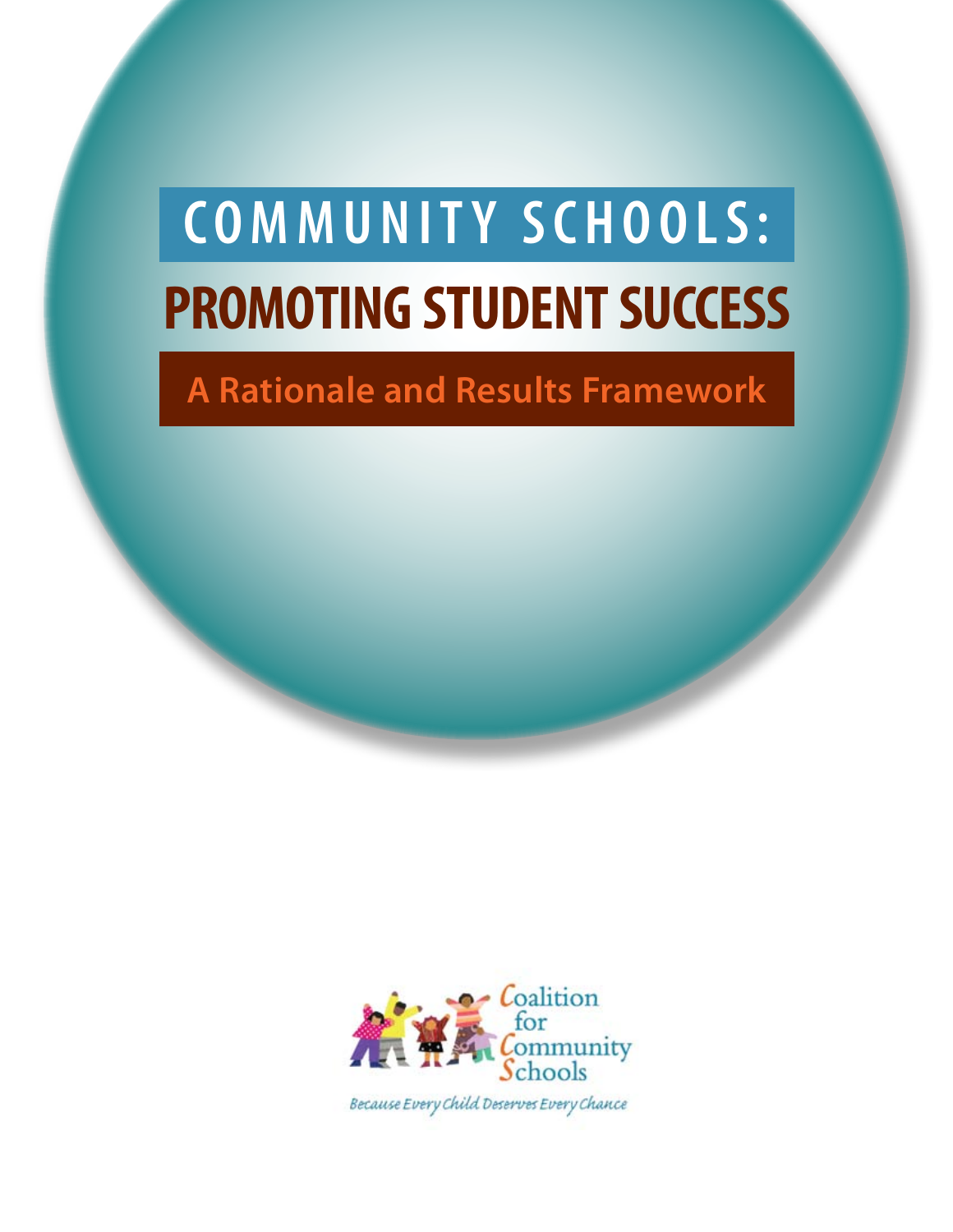# COMMUNITY SCHOOLS:

# PROMOTING STUDENT SUCCESS

## A Rationale and Results Framework

Coalition for Community Schools

*Because Every Child Deserves Every Chance*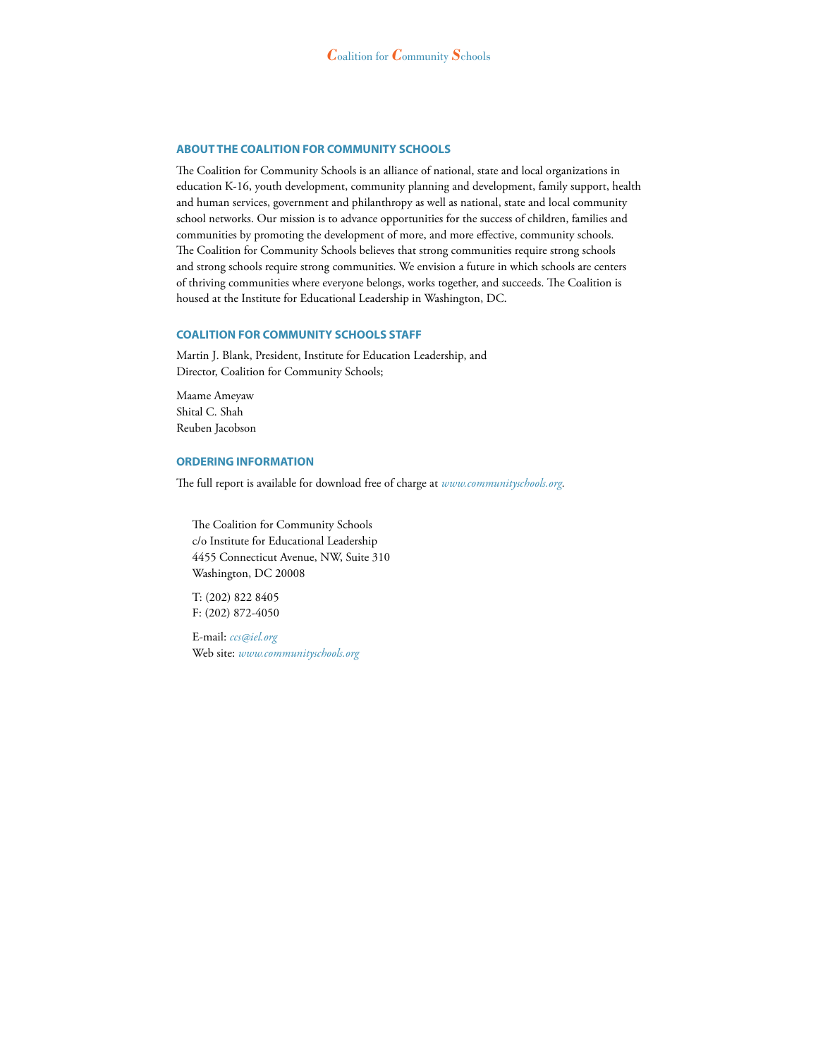## ABOUT THE COALITION FOR COMMUNITY SCHOOLS

The Coalition for Community Schools is an alliance of national, state and local organizations in education K-16, youth development, community planning and development, family support, health and human services, government and philanthropy as well as national, state and local community school networks. Our mission is to advance opportunities for the success of children, families and communities by promoting the development of more, and more effective, community schools. The Coalition for Community Schools believes that strong communities require strong schools and strong schools require strong communities. We envision a future in which schools are centers of thriving communities where everyone belongs, works together, and succeeds. The Coalition is housed at the Institute for Educational Leadership in Washington, DC.

## COALITION FOR COMMUNITY SCHOOLS STAFF

Martin J. Blank, President, Institute for Education Leadership, and
Director, Coalition for Community Schools;

Maame Ameyaw
Shital C. Shah
Reuben Jacobson

## ORDERING INFORMATION

The full report is available for download free of charge at *www.communityschools.org*.

The Coalition for Community Schools
c/o Institute for Educational Leadership
4455 Connecticut Avenue, NW, Suite 310
Washington, DC 20008

T: (202) 822 8405
F: (202) 872-4050

E-mail: *ccs@iel.org*
Web site: *www.communityschools.org*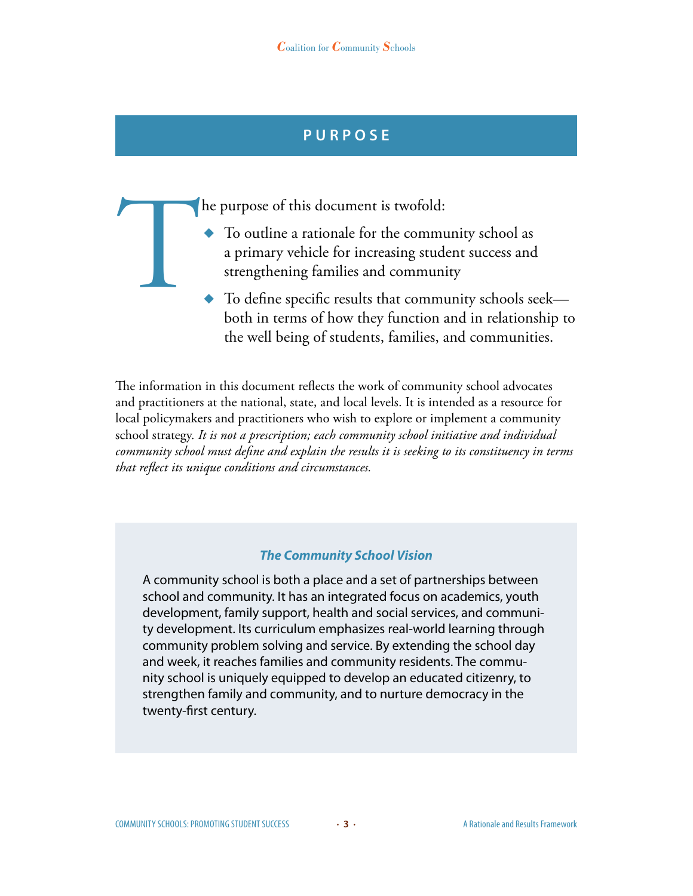## PURPOSE

The purpose of this document is twofold:

- To outline a rationale for the community school as a primary vehicle for increasing student success and strengthening families and community
- To define specific results that community schools seek—both in terms of how they function and in relationship to the well being of students, families, and communities.

The information in this document reflects the work of community school advocates and practitioners at the national, state, and local levels. It is intended as a resource for local policymakers and practitioners who wish to explore or implement a community school strategy. *It is not a prescription; each community school initiative and individual community school must define and explain the results it is seeking to its constituency in terms that reflect its unique conditions and circumstances.*

### *The Community School Vision*

A community school is both a place and a set of partnerships between school and community. It has an integrated focus on academics, youth development, family support, health and social services, and community development. Its curriculum emphasizes real-world learning through community problem solving and service. By extending the school day and week, it reaches families and community residents. The community school is uniquely equipped to develop an educated citizenry, to strengthen family and community, and to nurture democracy in the twenty-first century.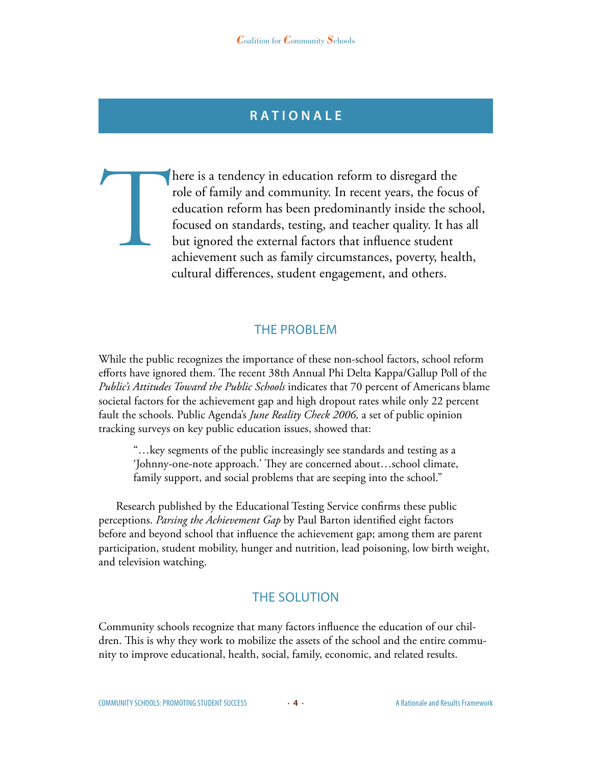## RATIONALE

There is a tendency in education reform to disregard the role of family and community. In recent years, the focus of education reform has been predominantly inside the school, focused on standards, testing, and teacher quality. It has all but ignored the external factors that influence student achievement such as family circumstances, poverty, health, cultural differences, student engagement, and others.

### THE PROBLEM

While the public recognizes the importance of these non-school factors, school reform efforts have ignored them. The recent 38th Annual Phi Delta Kappa/Gallup Poll of the *Public's Attitudes Toward the Public Schools* indicates that 70 percent of Americans blame societal factors for the achievement gap and high dropout rates while only 22 percent fault the schools. Public Agenda's *June Reality Check 2006,* a set of public opinion tracking surveys on key public education issues, showed that:

> "…key segments of the public increasingly see standards and testing as a 'Johnny-one-note approach.' They are concerned about…school climate, family support, and social problems that are seeping into the school."

Research published by the Educational Testing Service confirms these public perceptions. *Parsing the Achievement Gap* by Paul Barton identified eight factors before and beyond school that influence the achievement gap; among them are parent participation, student mobility, hunger and nutrition, lead poisoning, low birth weight, and television watching.

### THE SOLUTION

Community schools recognize that many factors influence the education of our children. This is why they work to mobilize the assets of the school and the entire community to improve educational, health, social, family, economic, and related results.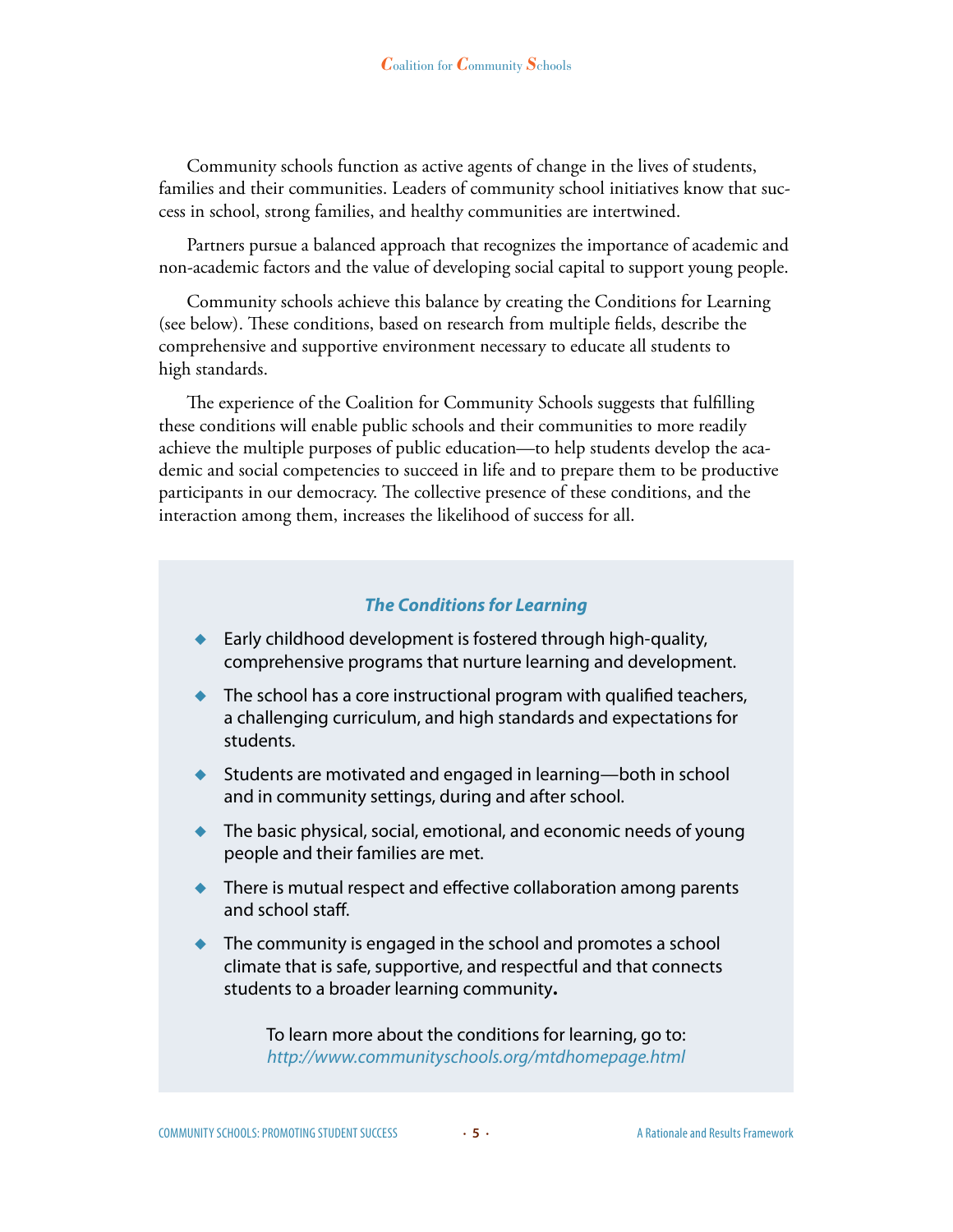Community schools function as active agents of change in the lives of students, families and their communities. Leaders of community school initiatives know that success in school, strong families, and healthy communities are intertwined.

Partners pursue a balanced approach that recognizes the importance of academic and non-academic factors and the value of developing social capital to support young people.

Community schools achieve this balance by creating the Conditions for Learning (see below). These conditions, based on research from multiple fields, describe the comprehensive and supportive environment necessary to educate all students to high standards.

The experience of the Coalition for Community Schools suggests that fulfilling these conditions will enable public schools and their communities to more readily achieve the multiple purposes of public education—to help students develop the academic and social competencies to succeed in life and to prepare them to be productive participants in our democracy. The collective presence of these conditions, and the interaction among them, increases the likelihood of success for all.

### *The Conditions for Learning*

- Early childhood development is fostered through high-quality, comprehensive programs that nurture learning and development.
- The school has a core instructional program with qualified teachers, a challenging curriculum, and high standards and expectations for students.
- Students are motivated and engaged in learning—both in school and in community settings, during and after school.
- The basic physical, social, emotional, and economic needs of young people and their families are met.
- There is mutual respect and effective collaboration among parents and school staff.
- The community is engaged in the school and promotes a school climate that is safe, supportive, and respectful and that connects students to a broader learning community.

To learn more about the conditions for learning, go to: *http://www.communityschools.org/mtdhomepage.html*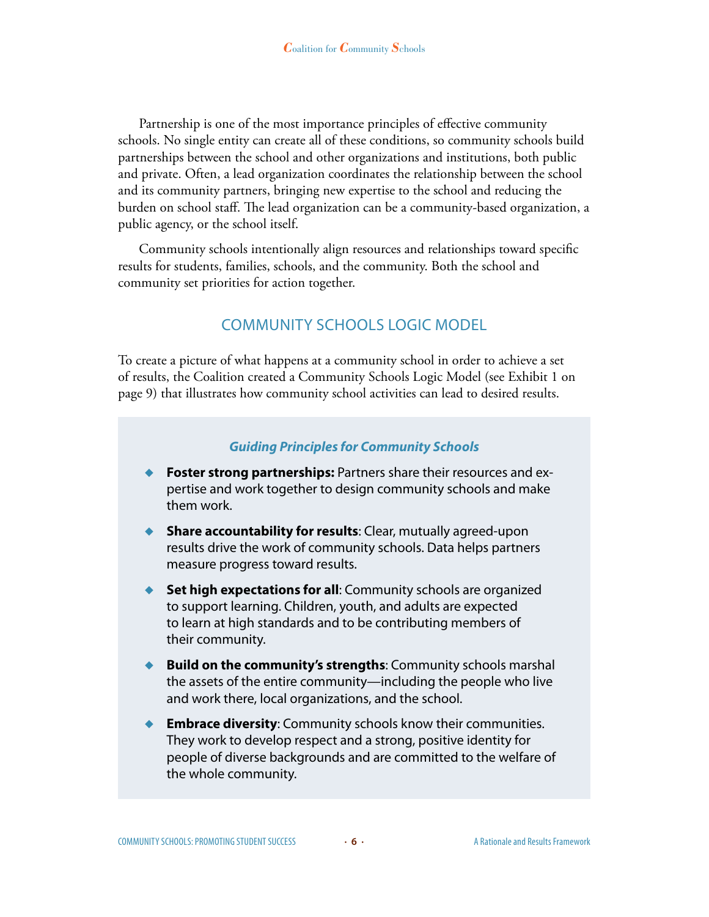Partnership is one of the most importance principles of effective community schools. No single entity can create all of these conditions, so community schools build partnerships between the school and other organizations and institutions, both public and private. Often, a lead organization coordinates the relationship between the school and its community partners, bringing new expertise to the school and reducing the burden on school staff. The lead organization can be a community-based organization, a public agency, or the school itself.

Community schools intentionally align resources and relationships toward specific results for students, families, schools, and the community. Both the school and community set priorities for action together.

## COMMUNITY SCHOOLS LOGIC MODEL

To create a picture of what happens at a community school in order to achieve a set of results, the Coalition created a Community Schools Logic Model (see Exhibit 1 on page 9) that illustrates how community school activities can lead to desired results.

### *Guiding Principles for Community Schools*

- **Foster strong partnerships:** Partners share their resources and expertise and work together to design community schools and make them work.
- **Share accountability for results**: Clear, mutually agreed-upon results drive the work of community schools. Data helps partners measure progress toward results.
- **Set high expectations for all**: Community schools are organized to support learning. Children, youth, and adults are expected to learn at high standards and to be contributing members of their community.
- **Build on the community's strengths**: Community schools marshal the assets of the entire community—including the people who live and work there, local organizations, and the school.
- **Embrace diversity**: Community schools know their communities. They work to develop respect and a strong, positive identity for people of diverse backgrounds and are committed to the welfare of the whole community.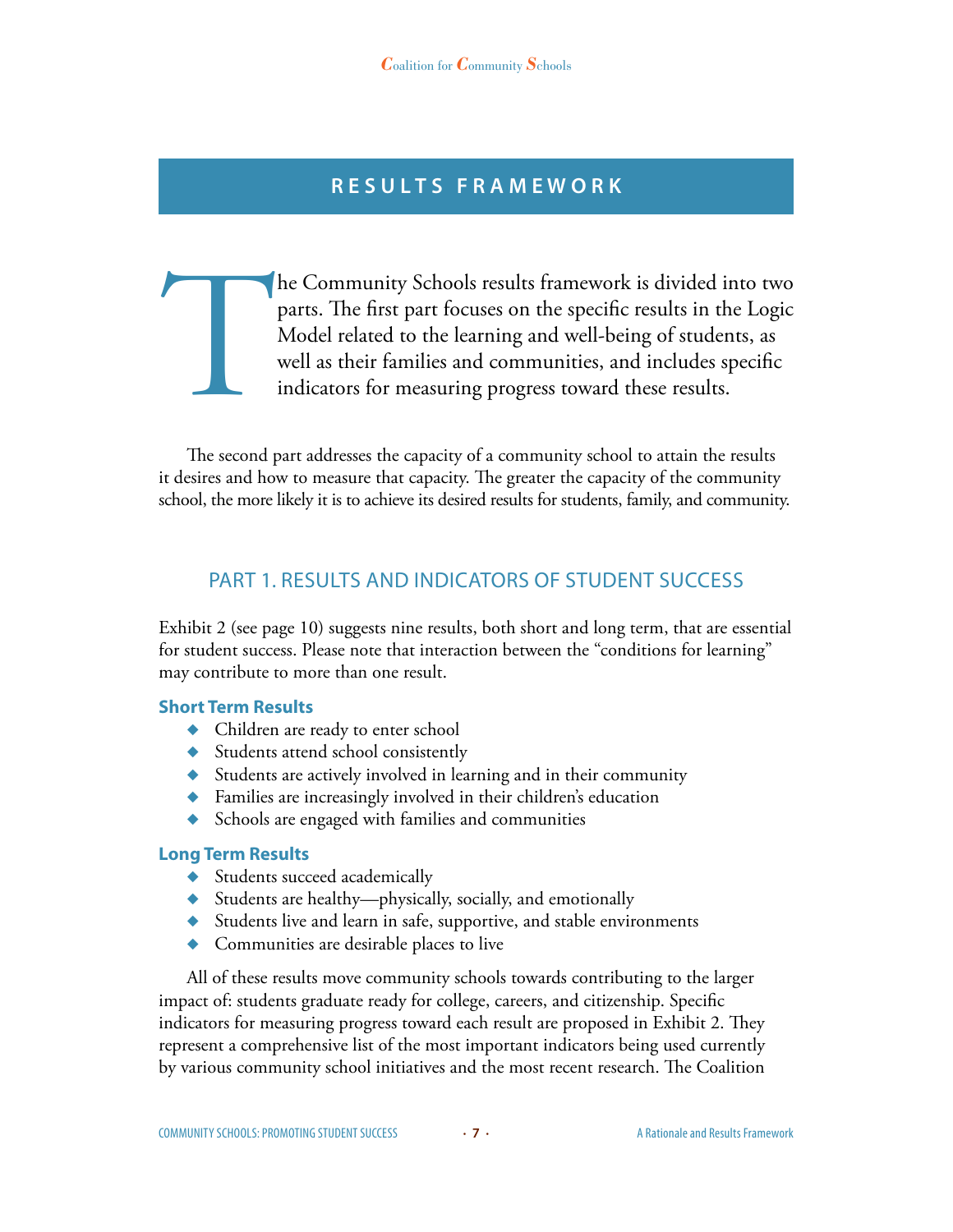# RESULTS FRAMEWORK

The Community Schools results framework is divided into two parts. The first part focuses on the specific results in the Logic Model related to the learning and well-being of students, as well as their families and communities, and includes specific indicators for measuring progress toward these results.

The second part addresses the capacity of a community school to attain the results it desires and how to measure that capacity. The greater the capacity of the community school, the more likely it is to achieve its desired results for students, family, and community.

## PART 1. RESULTS AND INDICATORS OF STUDENT SUCCESS

Exhibit 2 (see page 10) suggests nine results, both short and long term, that are essential for student success. Please note that interaction between the "conditions for learning" may contribute to more than one result.

### Short Term Results

- Children are ready to enter school
- Students attend school consistently
- Students are actively involved in learning and in their community
- Families are increasingly involved in their children's education
- Schools are engaged with families and communities

### Long Term Results

- Students succeed academically
- Students are healthy—physically, socially, and emotionally
- Students live and learn in safe, supportive, and stable environments
- Communities are desirable places to live

All of these results move community schools towards contributing to the larger impact of: students graduate ready for college, careers, and citizenship. Specific indicators for measuring progress toward each result are proposed in Exhibit 2. They represent a comprehensive list of the most important indicators being used currently by various community school initiatives and the most recent research. The Coalition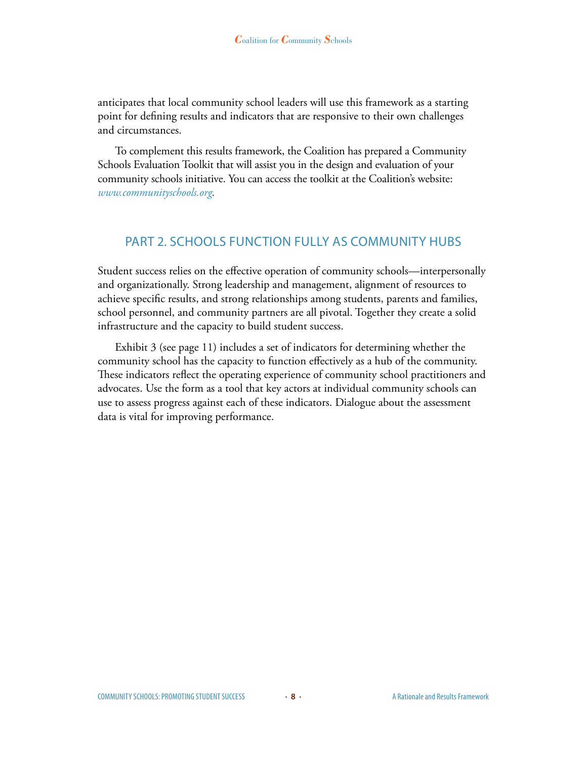anticipates that local community school leaders will use this framework as a starting point for defining results and indicators that are responsive to their own challenges and circumstances.

To complement this results framework, the Coalition has prepared a Community Schools Evaluation Toolkit that will assist you in the design and evaluation of your community schools initiative. You can access the toolkit at the Coalition's website: *www.communityschools.org*.

## PART 2. SCHOOLS FUNCTION FULLY AS COMMUNITY HUBS

Student success relies on the effective operation of community schools—interpersonally and organizationally. Strong leadership and management, alignment of resources to achieve specific results, and strong relationships among students, parents and families, school personnel, and community partners are all pivotal. Together they create a solid infrastructure and the capacity to build student success.

Exhibit 3 (see page 11) includes a set of indicators for determining whether the community school has the capacity to function effectively as a hub of the community. These indicators reflect the operating experience of community school practitioners and advocates. Use the form as a tool that key actors at individual community schools can use to assess progress against each of these indicators. Dialogue about the assessment data is vital for improving performance.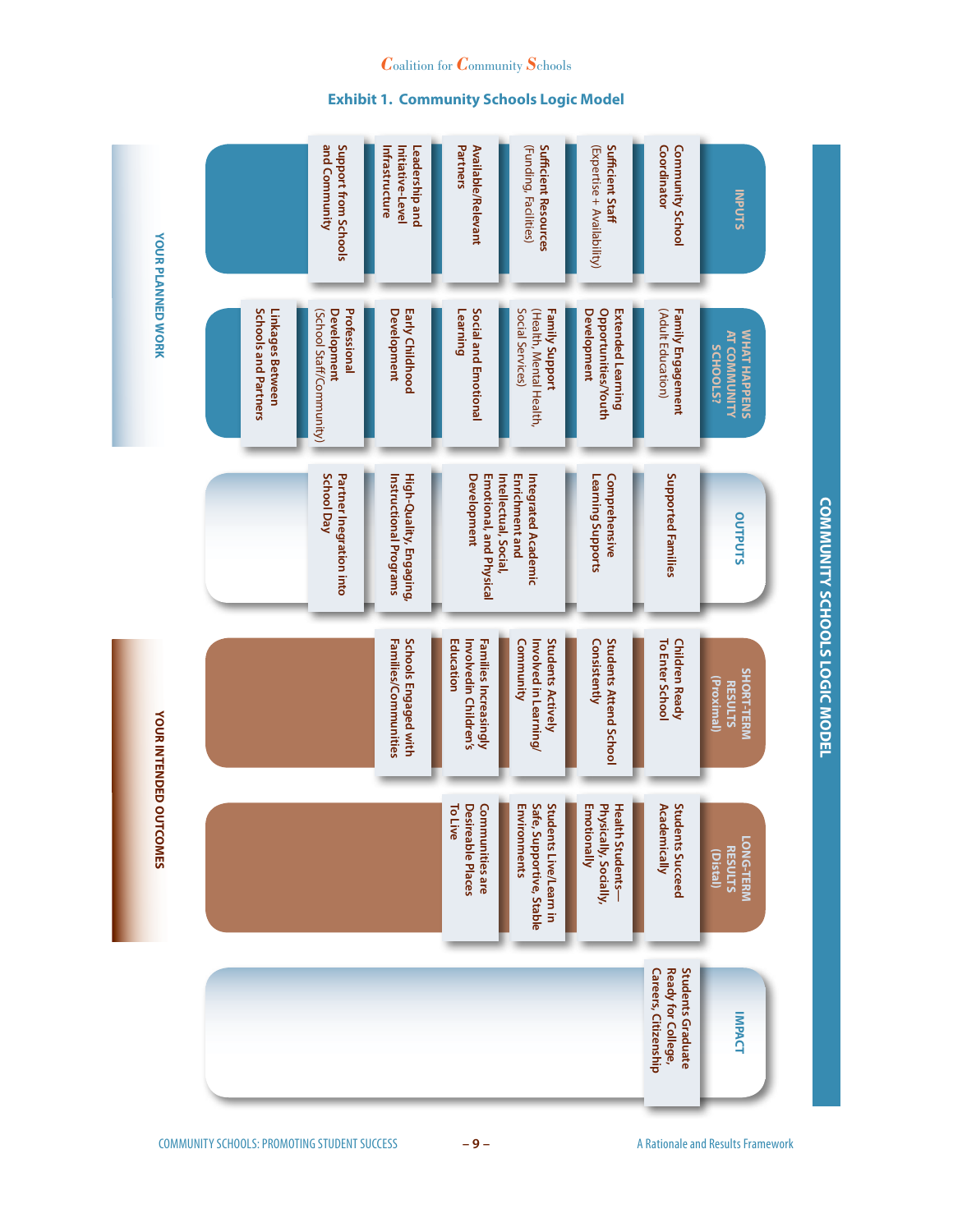# Exhibit 1. Community Schools Logic Model

## COMMUNITY SCHOOLS LOGIC MODEL

### YOUR PLANNED WORK

**INPUTS**

- Community School Coordinator
- Sufficient Staff (Expertise + Availability)
- Sufficient Resources (Funding, Facilities)
- Available/Relevant Partners
- Leadership and Initiative-Level Infrastructure
- Support from Schools and Community

**WHAT HAPPENS AT COMMUNITY SCHOOLS?**

- Family Engagement (Adult Education)
- Extended Learning Opportunities/Youth Development
- Family Support (Health, Mental Health, Social Services)
- Social and Emotional Learning
- Early Childhood Development
- Professional Development (School Staff/Community)
- Linkages Between Schools and Partners

**OUTPUTS**

- Supported Families
- Comprehensive Learning Supports
- Integrated Academic Enrichment and Intellectual, Social, Emotional, and Physical Development
- High-Quality, Engaging, Instructional Programs
- Partner Inegration into School Day

### YOUR INTENDED OUTCOMES

**SHORT-TERM RESULTS (Proximal)**

- Children Ready To Enter School
- Students Attend School Consistently
- Students Actively Involved in Learning/Community
- Families Increasingly Involvedin Children's Education
- Schools Engaged with Families/Communities

**LONG-TERM RESULTS (Distal)**

- Students Succeed Academically
- Health Students—Physically, Socially, Emotionally
- Students Live/Learn in Safe, Supportive, Stable Environments
- Communities are Desireable Places To Live

**IMPACT**

- Students Graduate Ready for College, Careers, Citizenship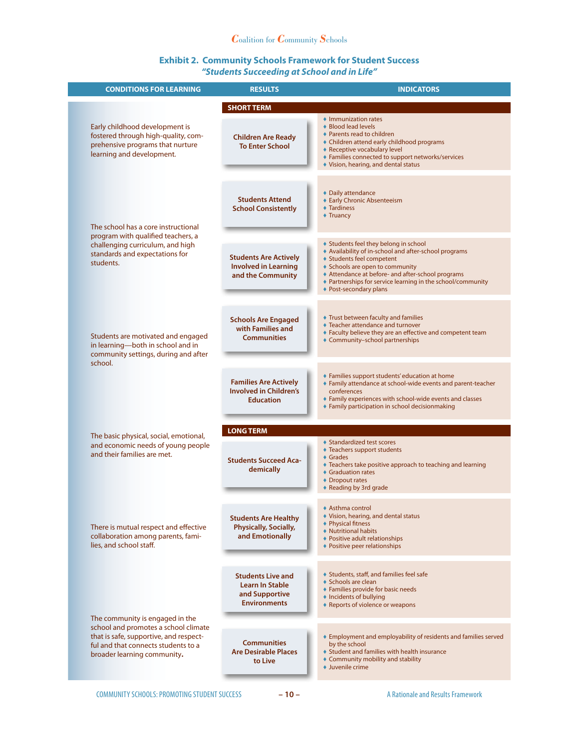## Exhibit 2. Community Schools Framework for Student Success

### *"Students Succeeding at School and in Life"*

**CONDITIONS FOR LEARNING**

- Early childhood development is fostered through high-quality, comprehensive programs that nurture learning and development.
- The school has a core instructional program with qualified teachers, a challenging curriculum, and high standards and expectations for students.
- Students are motivated and engaged in learning—both in school and in community settings, during and after school.
- The basic physical, social, emotional, and economic needs of young people and their families are met.
- There is mutual respect and effective collaboration among parents, families, and school staff.
- The community is engaged in the school and promotes a school climate that is safe, supportive, and respectful and that connects students to a broader learning community.

| RESULTS | INDICATORS |
|---|---|
| **SHORT TERM** | |
| **Children Are Ready To Enter School** | ♦ Immunization rates<br>♦ Blood lead levels<br>♦ Parents read to children<br>♦ Children attend early childhood programs<br>♦ Receptive vocabulary level<br>♦ Families connected to support networks/services<br>♦ Vision, hearing, and dental status |
| **Students Attend School Consistently** | ♦ Daily attendance<br>♦ Early Chronic Absenteeism<br>♦ Tardiness<br>♦ Truancy |
| **Students Are Actively Involved in Learning and the Community** | ♦ Students feel they belong in school<br>♦ Availability of in-school and after-school programs<br>♦ Students feel competent<br>♦ Schools are open to community<br>♦ Attendance at before- and after-school programs<br>♦ Partnerships for service learning in the school/community<br>♦ Post-secondary plans |
| **Schools Are Engaged with Families and Communities** | ♦ Trust between faculty and families<br>♦ Teacher attendance and turnover<br>♦ Faculty believe they are an effective and competent team<br>♦ Community–school partnerships |
| **Families Are Actively Involved in Children's Education** | ♦ Families support students' education at home<br>♦ Family attendance at school-wide events and parent-teacher conferences<br>♦ Family experiences with school-wide events and classes<br>♦ Family participation in school decisionmaking |
| **LONG TERM** | |
| **Students Succeed Academically** | ♦ Standardized test scores<br>♦ Teachers support students<br>♦ Grades<br>♦ Teachers take positive approach to teaching and learning<br>♦ Graduation rates<br>♦ Dropout rates<br>♦ Reading by 3rd grade |
| **Students Are Healthy Physically, Socially, and Emotionally** | ♦ Asthma control<br>♦ Vision, hearing, and dental status<br>♦ Physical fitness<br>♦ Nutritional habits<br>♦ Positive adult relationships<br>♦ Positive peer relationships |
| **Students Live and Learn In Stable and Supportive Environments** | ♦ Students, staff, and families feel safe<br>♦ Schools are clean<br>♦ Families provide for basic needs<br>♦ Incidents of bullying<br>♦ Reports of violence or weapons |
| **Communities Are Desirable Places to Live** | ♦ Employment and employability of residents and families served by the school<br>♦ Student and families with health insurance<br>♦ Community mobility and stability<br>♦ Juvenile crime |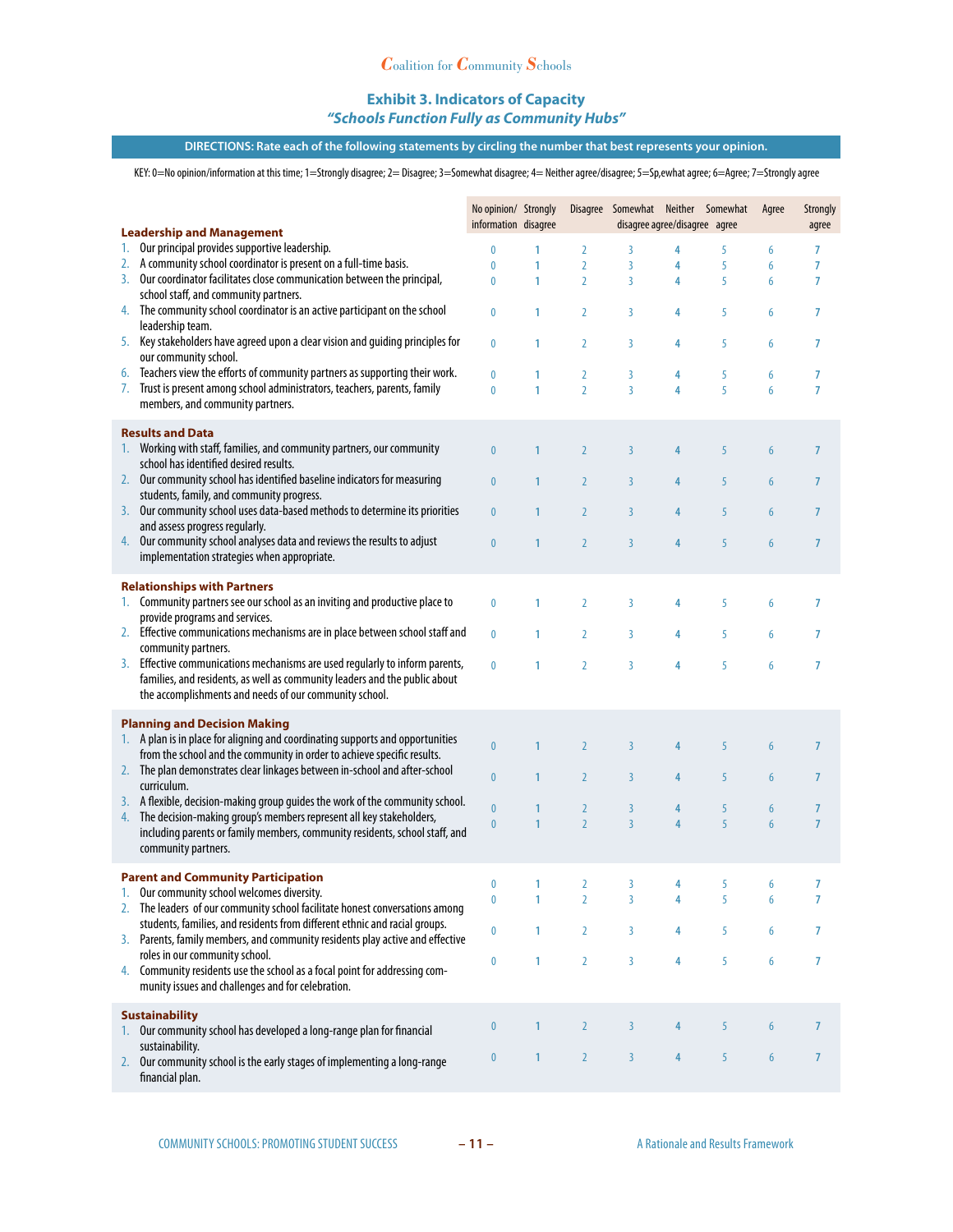Coalition for Community Schools

## Exhibit 3. Indicators of Capacity

### *"Schools Function Fully as Community Hubs"*

**DIRECTIONS: Rate each of the following statements by circling the number that best represents your opinion.**

KEY: 0=No opinion/information at this time; 1=Strongly disagree; 2= Disagree; 3=Somewhat disagree; 4= Neither agree/disagree; 5=Sp,ewhat agree; 6=Agree; 7=Strongly agree

| | No opinion/ information | Strongly disagree | Disagree | Somewhat disagree | Neither agree/disagree | Somewhat agree | Agree | Strongly agree |
|---|---|---|---|---|---|---|---|---|
| **Leadership and Management** | | | | | | | | |
| 1. Our principal provides supportive leadership. | 0 | 1 | 2 | 3 | 4 | 5 | 6 | 7 |
| 2. A community school coordinator is present on a full-time basis. | 0 | 1 | 2 | 3 | 4 | 5 | 6 | 7 |
| 3. Our coordinator facilitates close communication between the principal, school staff, and community partners. | 0 | 1 | 2 | 3 | 4 | 5 | 6 | 7 |
| 4. The community school coordinator is an active participant on the school leadership team. | 0 | 1 | 2 | 3 | 4 | 5 | 6 | 7 |
| 5. Key stakeholders have agreed upon a clear vision and guiding principles for our community school. | 0 | 1 | 2 | 3 | 4 | 5 | 6 | 7 |
| 6. Teachers view the efforts of community partners as supporting their work. | 0 | 1 | 2 | 3 | 4 | 5 | 6 | 7 |
| 7. Trust is present among school administrators, teachers, parents, family members, and community partners. | 0 | 1 | 2 | 3 | 4 | 5 | 6 | 7 |
| **Results and Data** | | | | | | | | |
| 1. Working with staff, families, and community partners, our community school has identified desired results. | 0 | 1 | 2 | 3 | 4 | 5 | 6 | 7 |
| 2. Our community school has identified baseline indicators for measuring students, family, and community progress. | 0 | 1 | 2 | 3 | 4 | 5 | 6 | 7 |
| 3. Our community school uses data-based methods to determine its priorities and assess progress regularly. | 0 | 1 | 2 | 3 | 4 | 5 | 6 | 7 |
| 4. Our community school analyses data and reviews the results to adjust implementation strategies when appropriate. | 0 | 1 | 2 | 3 | 4 | 5 | 6 | 7 |
| **Relationships with Partners** | | | | | | | | |
| 1. Community partners see our school as an inviting and productive place to provide programs and services. | 0 | 1 | 2 | 3 | 4 | 5 | 6 | 7 |
| 2. Effective communications mechanisms are in place between school staff and community partners. | 0 | 1 | 2 | 3 | 4 | 5 | 6 | 7 |
| 3. Effective communications mechanisms are used regularly to inform parents, families, and residents, as well as community leaders and the public about the accomplishments and needs of our community school. | 0 | 1 | 2 | 3 | 4 | 5 | 6 | 7 |
| **Planning and Decision Making** | | | | | | | | |
| 1. A plan is in place for aligning and coordinating supports and opportunities from the school and the community in order to achieve specific results. | 0 | 1 | 2 | 3 | 4 | 5 | 6 | 7 |
| 2. The plan demonstrates clear linkages between in-school and after-school curriculum. | 0 | 1 | 2 | 3 | 4 | 5 | 6 | 7 |
| 3. A flexible, decision-making group guides the work of the community school. | 0 | 1 | 2 | 3 | 4 | 5 | 6 | 7 |
| 4. The decision-making group's members represent all key stakeholders, including parents or family members, community residents, school staff, and community partners. | 0 | 1 | 2 | 3 | 4 | 5 | 6 | 7 |
| **Parent and Community Participation** | | | | | | | | |
| 1. Our community school welcomes diversity. | 0 | 1 | 2 | 3 | 4 | 5 | 6 | 7 |
| 2. The leaders of our community school facilitate honest conversations among students, families, and residents from different ethnic and racial groups. | 0 | 1 | 2 | 3 | 4 | 5 | 6 | 7 |
| 3. Parents, family members, and community residents play active and effective roles in our community school. | 0 | 1 | 2 | 3 | 4 | 5 | 6 | 7 |
| 4. Community residents use the school as a focal point for addressing community issues and challenges and for celebration. | 0 | 1 | 2 | 3 | 4 | 5 | 6 | 7 |
| **Sustainability** | | | | | | | | |
| 1. Our community school has developed a long-range plan for financial sustainability. | 0 | 1 | 2 | 3 | 4 | 5 | 6 | 7 |
| 2. Our community school is the early stages of implementing a long-range financial plan. | 0 | 1 | 2 | 3 | 4 | 5 | 6 | 7 |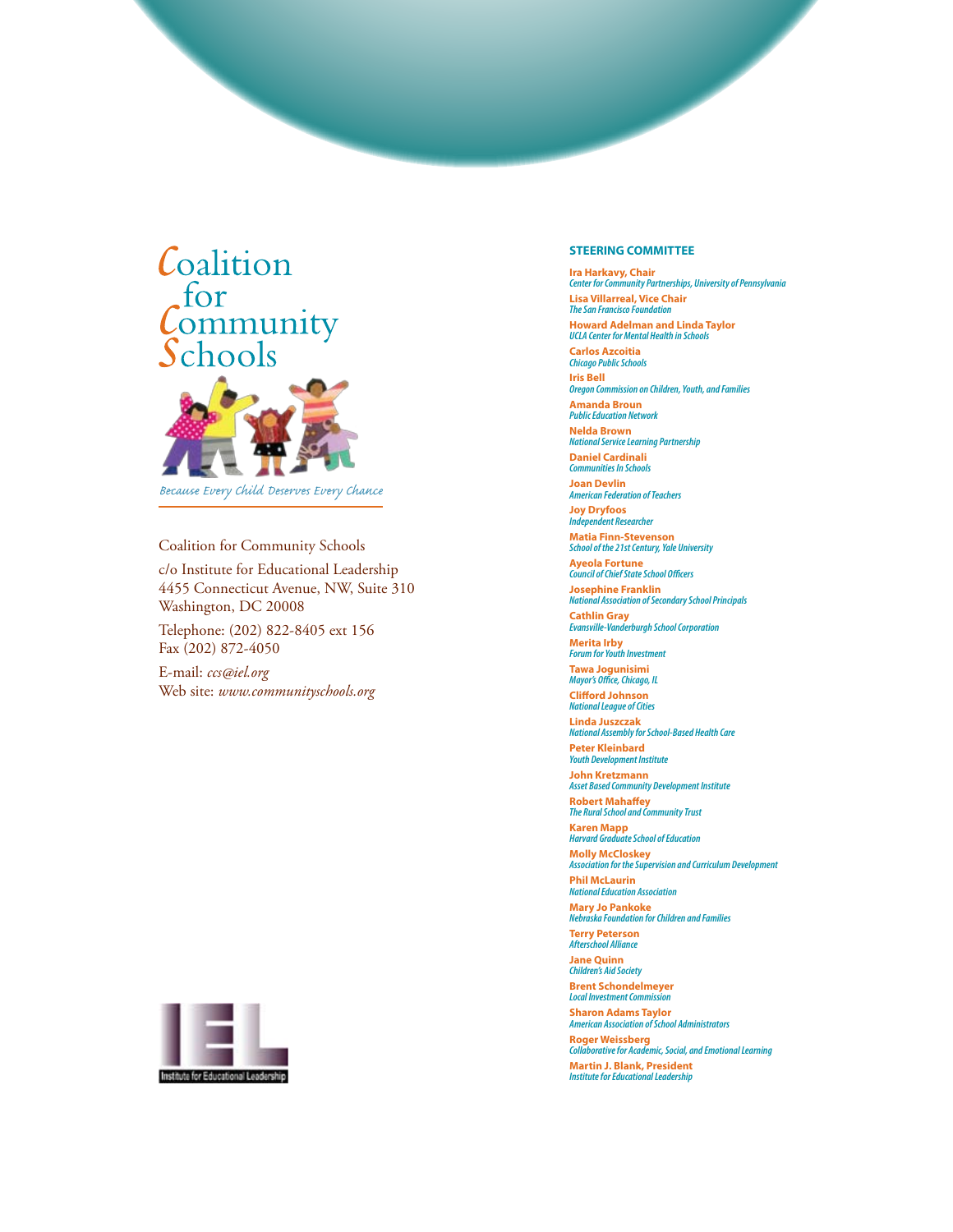# Coalition for Community Schools

*Because Every Child Deserves Every Chance*

Coalition for Community Schools

c/o Institute for Educational Leadership
4455 Connecticut Avenue, NW, Suite 310
Washington, DC 20008

Telephone: (202) 822-8405 ext 156
Fax (202) 872-4050

E-mail: *ccs@iel.org*
Web site: *www.communityschools.org*

Institute for Educational Leadership

## STEERING COMMITTEE

**Ira Harkavy, Chair**
*Center for Community Partnerships, University of Pennsylvania*

**Lisa Villarreal, Vice Chair**
*The San Francisco Foundation*

**Howard Adelman and Linda Taylor**
*UCLA Center for Mental Health in Schools*

**Carlos Azcoitia**
*Chicago Public Schools*

**Iris Bell**
*Oregon Commission on Children, Youth, and Families*

**Amanda Broun**
*Public Education Network*

**Nelda Brown**
*National Service Learning Partnership*

**Daniel Cardinali**
*Communities In Schools*

**Joan Devlin**
*American Federation of Teachers*

**Joy Dryfoos**
*Independent Researcher*

**Matia Finn-Stevenson**
*School of the 21st Century, Yale University*

**Ayeola Fortune**
*Council of Chief State School Officers*

**Josephine Franklin**
*National Association of Secondary School Principals*

**Cathlin Gray**
*Evansville-Vanderburgh School Corporation*

**Merita Irby**
*Forum for Youth Investment*

**Tawa Jogunisimi**
*Mayor's Office, Chicago, IL*

**Clifford Johnson**
*National League of Cities*

**Linda Juszczak**
*National Assembly for School-Based Health Care*

**Peter Kleinbard**
*Youth Development Institute*

**John Kretzmann**
*Asset Based Community Development Institute*

**Robert Mahaffey**
*The Rural School and Community Trust*

**Karen Mapp**
*Harvard Graduate School of Education*

**Molly McCloskey**
*Association for the Supervision and Curriculum Development*

**Phil McLaurin**
*National Education Association*

**Mary Jo Pankoke**
*Nebraska Foundation for Children and Families*

**Terry Peterson**
*Afterschool Alliance*

**Jane Quinn**
*Children's Aid Society*

**Brent Schondelmeyer**
*Local Investment Commission*

**Sharon Adams Taylor**
*American Association of School Administrators*

**Roger Weissberg**
*Collaborative for Academic, Social, and Emotional Learning*

**Martin J. Blank, President**
*Institute for Educational Leadership*